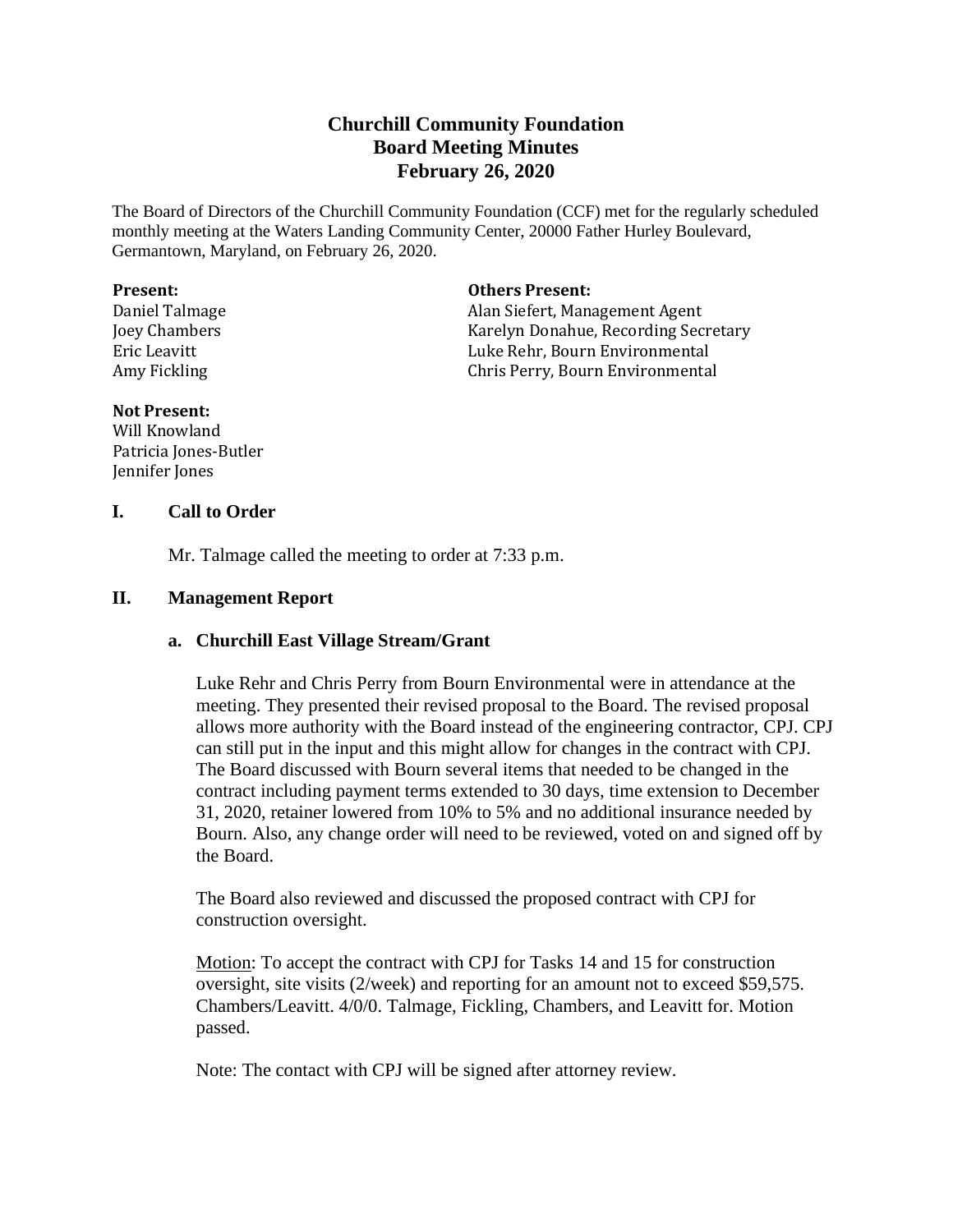# Churchill Community Foundation
## Board Meeting Minutes
## February 26, 2020

The Board of Directors of the Churchill Community Foundation (CCF) met for the regularly scheduled monthly meeting at the Waters Landing Community Center, 20000 Father Hurley Boulevard, Germantown, Maryland, on February 26, 2020.

**Present:**
Daniel Talmage
Joey Chambers
Eric Leavitt
Amy Fickling

**Others Present:**
Alan Siefert, Management Agent
Karelyn Donahue, Recording Secretary
Luke Rehr, Bourn Environmental
Chris Perry, Bourn Environmental

**Not Present:**
Will Knowland
Patricia Jones-Butler
Jennifer Jones

## I. Call to Order

Mr. Talmage called the meeting to order at 7:33 p.m.

## II. Management Report

### a. Churchill East Village Stream/Grant

Luke Rehr and Chris Perry from Bourn Environmental were in attendance at the meeting. They presented their revised proposal to the Board. The revised proposal allows more authority with the Board instead of the engineering contractor, CPJ. CPJ can still put in the input and this might allow for changes in the contract with CPJ. The Board discussed with Bourn several items that needed to be changed in the contract including payment terms extended to 30 days, time extension to December 31, 2020, retainer lowered from 10% to 5% and no additional insurance needed by Bourn. Also, any change order will need to be reviewed, voted on and signed off by the Board.

The Board also reviewed and discussed the proposed contract with CPJ for construction oversight.

<u>Motion</u>: To accept the contract with CPJ for Tasks 14 and 15 for construction oversight, site visits (2/week) and reporting for an amount not to exceed $59,575. Chambers/Leavitt. 4/0/0. Talmage, Fickling, Chambers, and Leavitt for. Motion passed.

Note: The contact with CPJ will be signed after attorney review.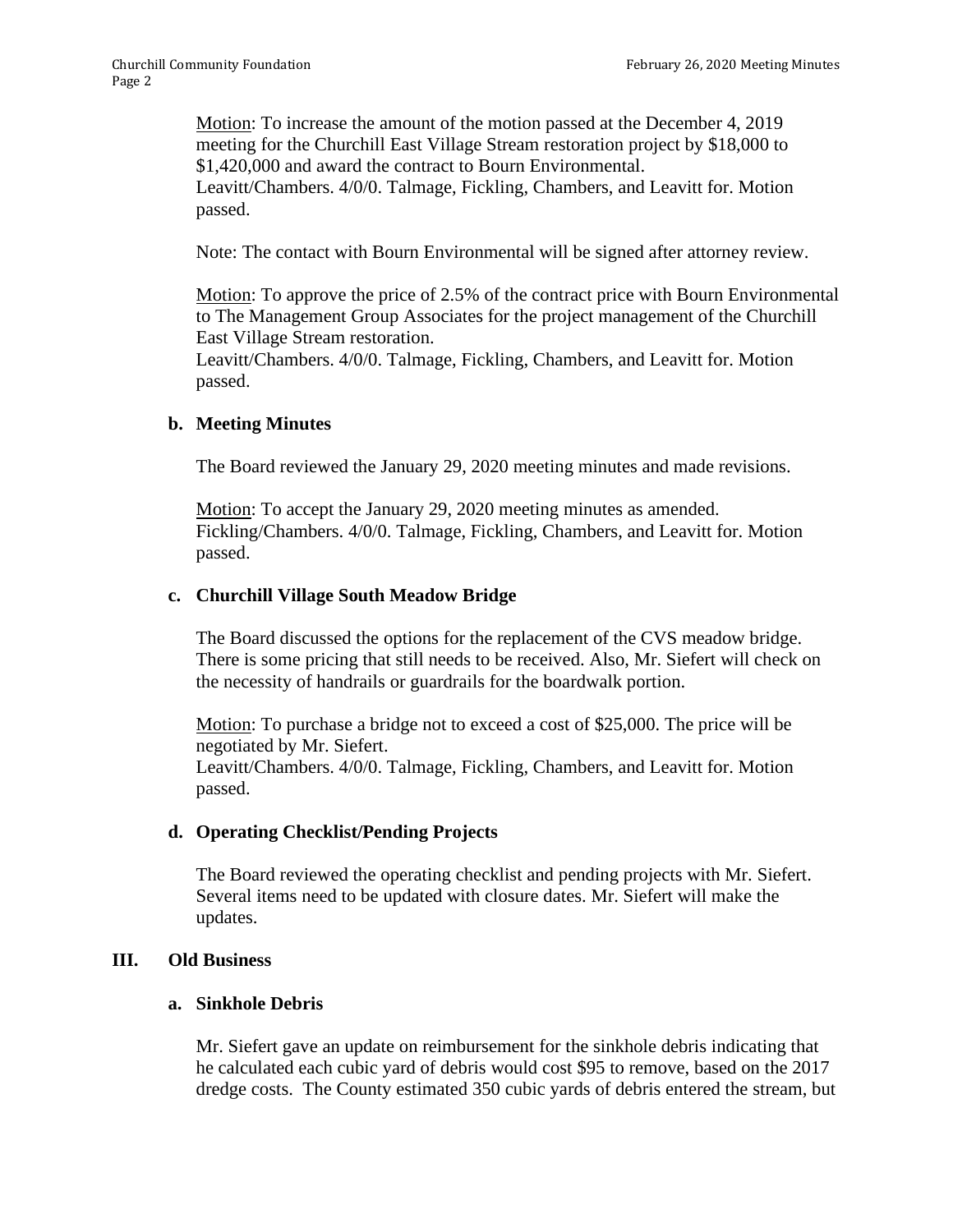Motion: To increase the amount of the motion passed at the December 4, 2019 meeting for the Churchill East Village Stream restoration project by $18,000 to $1,420,000 and award the contract to Bourn Environmental.
Leavitt/Chambers. 4/0/0. Talmage, Fickling, Chambers, and Leavitt for. Motion passed.

Note: The contact with Bourn Environmental will be signed after attorney review.

Motion: To approve the price of 2.5% of the contract price with Bourn Environmental to The Management Group Associates for the project management of the Churchill East Village Stream restoration.
Leavitt/Chambers. 4/0/0. Talmage, Fickling, Chambers, and Leavitt for. Motion passed.

### b. Meeting Minutes

The Board reviewed the January 29, 2020 meeting minutes and made revisions.

Motion: To accept the January 29, 2020 meeting minutes as amended.
Fickling/Chambers. 4/0/0. Talmage, Fickling, Chambers, and Leavitt for. Motion passed.

### c. Churchill Village South Meadow Bridge

The Board discussed the options for the replacement of the CVS meadow bridge. There is some pricing that still needs to be received. Also, Mr. Siefert will check on the necessity of handrails or guardrails for the boardwalk portion.

Motion: To purchase a bridge not to exceed a cost of $25,000. The price will be negotiated by Mr. Siefert.
Leavitt/Chambers. 4/0/0. Talmage, Fickling, Chambers, and Leavitt for. Motion passed.

### d. Operating Checklist/Pending Projects

The Board reviewed the operating checklist and pending projects with Mr. Siefert. Several items need to be updated with closure dates. Mr. Siefert will make the updates.

## III. Old Business

### a. Sinkhole Debris

Mr. Siefert gave an update on reimbursement for the sinkhole debris indicating that he calculated each cubic yard of debris would cost $95 to remove, based on the 2017 dredge costs. The County estimated 350 cubic yards of debris entered the stream, but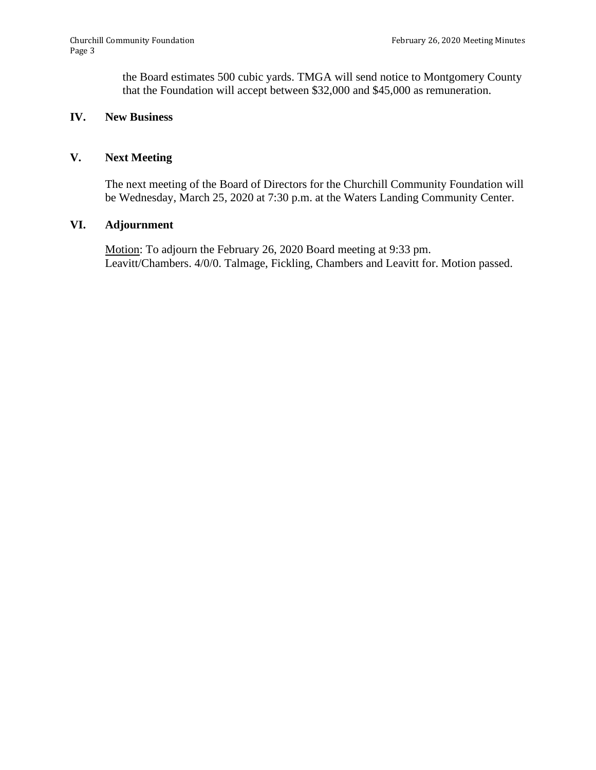the Board estimates 500 cubic yards. TMGA will send notice to Montgomery County that the Foundation will accept between $32,000 and $45,000 as remuneration.

## IV. New Business

## V. Next Meeting

The next meeting of the Board of Directors for the Churchill Community Foundation will be Wednesday, March 25, 2020 at 7:30 p.m. at the Waters Landing Community Center.

## VI. Adjournment

Motion: To adjourn the February 26, 2020 Board meeting at 9:33 pm. Leavitt/Chambers. 4/0/0. Talmage, Fickling, Chambers and Leavitt for. Motion passed.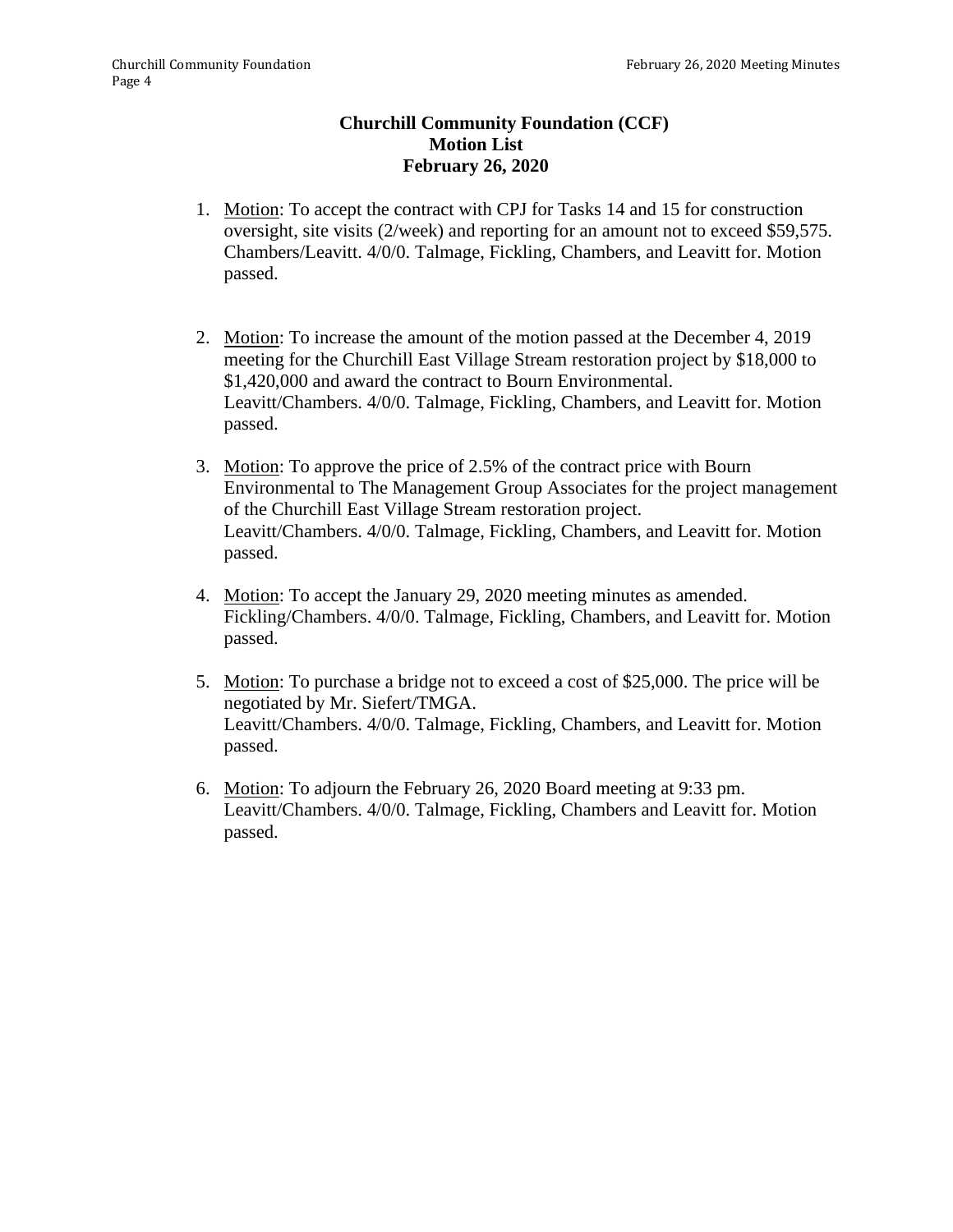# Churchill Community Foundation (CCF)
## Motion List
## February 26, 2020

1. Motion: To accept the contract with CPJ for Tasks 14 and 15 for construction oversight, site visits (2/week) and reporting for an amount not to exceed $59,575. Chambers/Leavitt. 4/0/0. Talmage, Fickling, Chambers, and Leavitt for. Motion passed.

2. Motion: To increase the amount of the motion passed at the December 4, 2019 meeting for the Churchill East Village Stream restoration project by $18,000 to $1,420,000 and award the contract to Bourn Environmental. Leavitt/Chambers. 4/0/0. Talmage, Fickling, Chambers, and Leavitt for. Motion passed.

3. Motion: To approve the price of 2.5% of the contract price with Bourn Environmental to The Management Group Associates for the project management of the Churchill East Village Stream restoration project. Leavitt/Chambers. 4/0/0. Talmage, Fickling, Chambers, and Leavitt for. Motion passed.

4. Motion: To accept the January 29, 2020 meeting minutes as amended. Fickling/Chambers. 4/0/0. Talmage, Fickling, Chambers, and Leavitt for. Motion passed.

5. Motion: To purchase a bridge not to exceed a cost of $25,000. The price will be negotiated by Mr. Siefert/TMGA. Leavitt/Chambers. 4/0/0. Talmage, Fickling, Chambers, and Leavitt for. Motion passed.

6. Motion: To adjourn the February 26, 2020 Board meeting at 9:33 pm. Leavitt/Chambers. 4/0/0. Talmage, Fickling, Chambers and Leavitt for. Motion passed.